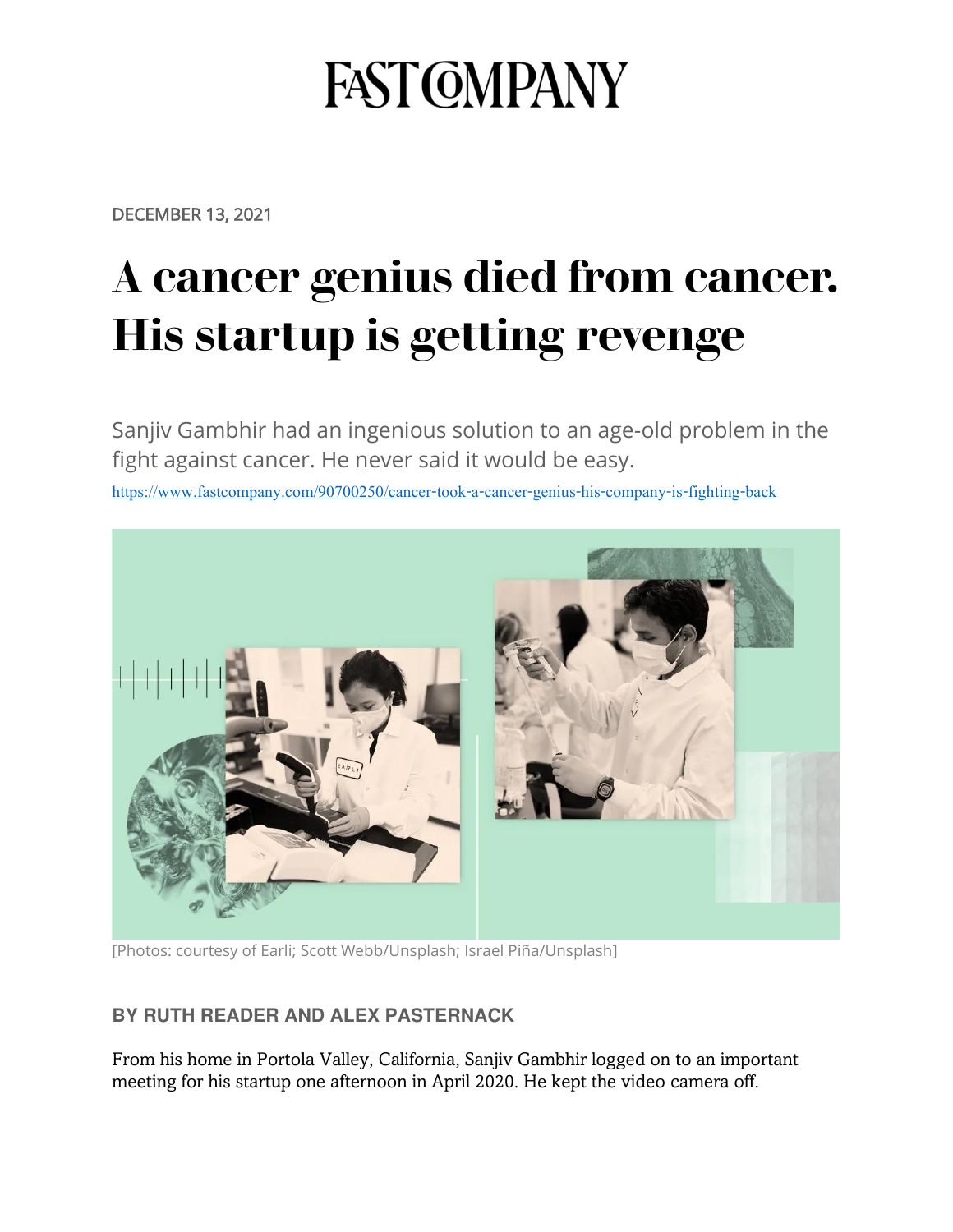# FAST COMPANY

DECEMBER 13, 2021

# A cancer genius died from cancer. His startup is getting revenge

Sanjiv Gambhir had an ingenious solution to an age-old problem in the fight against cancer. He never said it would be easy.

https://www.fastcompany.com/90700250/cancer-took-a-cancer-genius-his-company-is-fighting-back

[Photos: courtesy of Earli; Scott Webb/Unsplash; Israel Piña/Unsplash]

**BY RUTH READER AND ALEX PASTERNACK**

From his home in Portola Valley, California, Sanjiv Gambhir logged on to an important meeting for his startup one afternoon in April 2020. He kept the video camera off.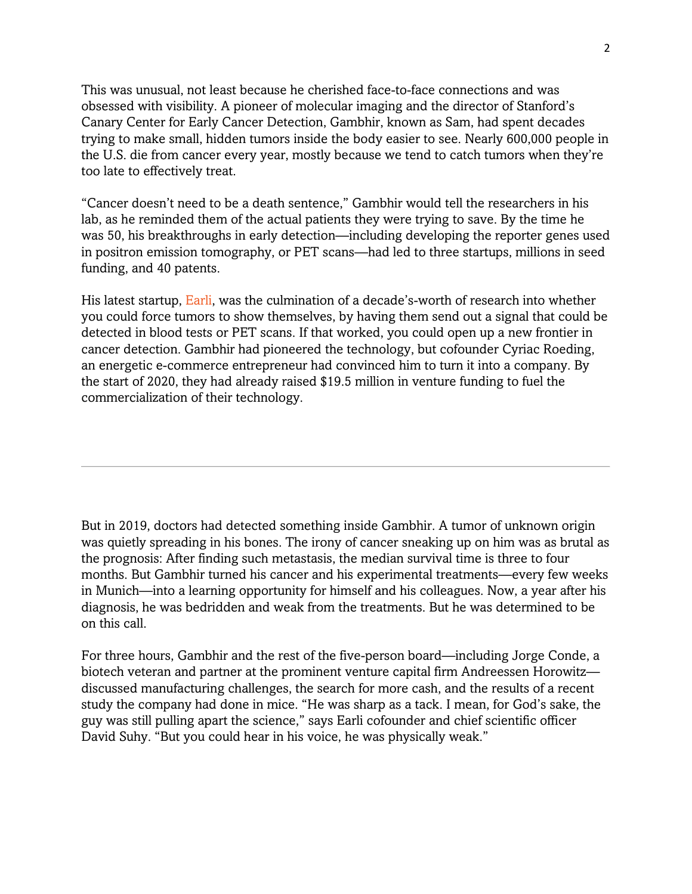This was unusual, not least because he cherished face-to-face connections and was obsessed with visibility. A pioneer of molecular imaging and the director of Stanford's Canary Center for Early Cancer Detection, Gambhir, known as Sam, had spent decades trying to make small, hidden tumors inside the body easier to see. Nearly 600,000 people in the U.S. die from cancer every year, mostly because we tend to catch tumors when they're too late to effectively treat.

"Cancer doesn't need to be a death sentence," Gambhir would tell the researchers in his lab, as he reminded them of the actual patients they were trying to save. By the time he was 50, his breakthroughs in early detection—including developing the reporter genes used in positron emission tomography, or PET scans—had led to three startups, millions in seed funding, and 40 patents.

His latest startup, Earli, was the culmination of a decade's-worth of research into whether you could force tumors to show themselves, by having them send out a signal that could be detected in blood tests or PET scans. If that worked, you could open up a new frontier in cancer detection. Gambhir had pioneered the technology, but cofounder Cyriac Roeding, an energetic e-commerce entrepreneur had convinced him to turn it into a company. By the start of 2020, they had already raised $19.5 million in venture funding to fuel the commercialization of their technology.

---

But in 2019, doctors had detected something inside Gambhir. A tumor of unknown origin was quietly spreading in his bones. The irony of cancer sneaking up on him was as brutal as the prognosis: After finding such metastasis, the median survival time is three to four months. But Gambhir turned his cancer and his experimental treatments—every few weeks in Munich—into a learning opportunity for himself and his colleagues. Now, a year after his diagnosis, he was bedridden and weak from the treatments. But he was determined to be on this call.

For three hours, Gambhir and the rest of the five-person board—including Jorge Conde, a biotech veteran and partner at the prominent venture capital firm Andreessen Horowitz—discussed manufacturing challenges, the search for more cash, and the results of a recent study the company had done in mice. "He was sharp as a tack. I mean, for God's sake, the guy was still pulling apart the science," says Earli cofounder and chief scientific officer David Suhy. "But you could hear in his voice, he was physically weak."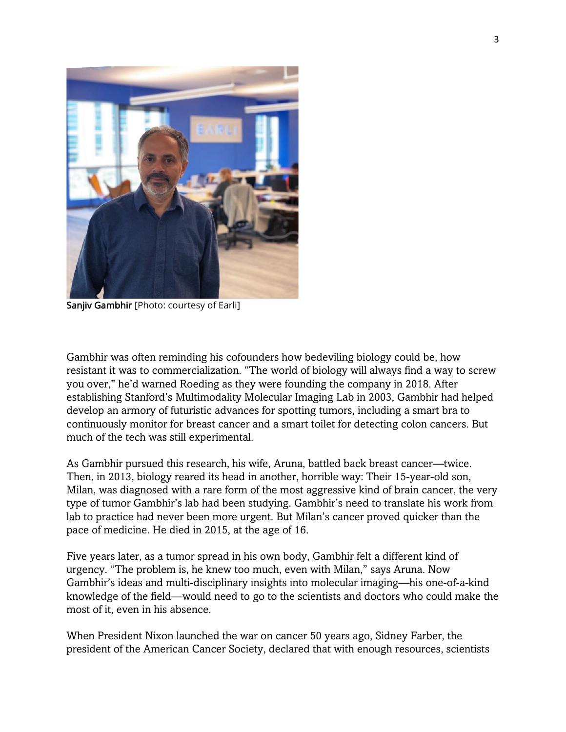**Sanjiv Gambhir** [Photo: courtesy of Earli]

Gambhir was often reminding his cofounders how bedeviling biology could be, how resistant it was to commercialization. "The world of biology will always find a way to screw you over," he'd warned Roeding as they were founding the company in 2018. After establishing Stanford's Multimodality Molecular Imaging Lab in 2003, Gambhir had helped develop an armory of futuristic advances for spotting tumors, including a smart bra to continuously monitor for breast cancer and a smart toilet for detecting colon cancers. But much of the tech was still experimental.

As Gambhir pursued this research, his wife, Aruna, battled back breast cancer—twice. Then, in 2013, biology reared its head in another, horrible way: Their 15-year-old son, Milan, was diagnosed with a rare form of the most aggressive kind of brain cancer, the very type of tumor Gambhir's lab had been studying. Gambhir's need to translate his work from lab to practice had never been more urgent. But Milan's cancer proved quicker than the pace of medicine. He died in 2015, at the age of 16.

Five years later, as a tumor spread in his own body, Gambhir felt a different kind of urgency. "The problem is, he knew too much, even with Milan," says Aruna. Now Gambhir's ideas and multi-disciplinary insights into molecular imaging—his one-of-a-kind knowledge of the field—would need to go to the scientists and doctors who could make the most of it, even in his absence.

When President Nixon launched the war on cancer 50 years ago, Sidney Farber, the president of the American Cancer Society, declared that with enough resources, scientists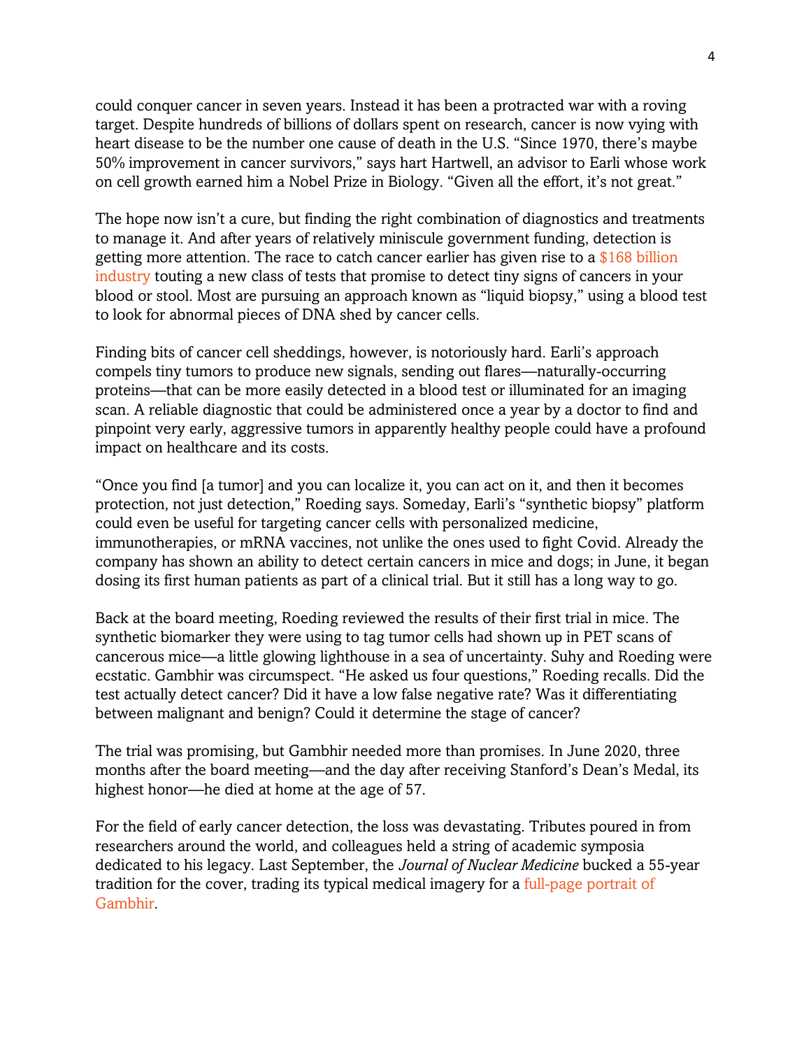could conquer cancer in seven years. Instead it has been a protracted war with a roving target. Despite hundreds of billions of dollars spent on research, cancer is now vying with heart disease to be the number one cause of death in the U.S. "Since 1970, there's maybe 50% improvement in cancer survivors," says hart Hartwell, an advisor to Earli whose work on cell growth earned him a Nobel Prize in Biology. "Given all the effort, it's not great."

The hope now isn't a cure, but finding the right combination of diagnostics and treatments to manage it. And after years of relatively miniscule government funding, detection is getting more attention. The race to catch cancer earlier has given rise to a $168 billion industry touting a new class of tests that promise to detect tiny signs of cancers in your blood or stool. Most are pursuing an approach known as "liquid biopsy," using a blood test to look for abnormal pieces of DNA shed by cancer cells.

Finding bits of cancer cell sheddings, however, is notoriously hard. Earli's approach compels tiny tumors to produce new signals, sending out flares—naturally-occurring proteins—that can be more easily detected in a blood test or illuminated for an imaging scan. A reliable diagnostic that could be administered once a year by a doctor to find and pinpoint very early, aggressive tumors in apparently healthy people could have a profound impact on healthcare and its costs.

"Once you find [a tumor] and you can localize it, you can act on it, and then it becomes protection, not just detection," Roeding says. Someday, Earli's "synthetic biopsy" platform could even be useful for targeting cancer cells with personalized medicine, immunotherapies, or mRNA vaccines, not unlike the ones used to fight Covid. Already the company has shown an ability to detect certain cancers in mice and dogs; in June, it began dosing its first human patients as part of a clinical trial. But it still has a long way to go.

Back at the board meeting, Roeding reviewed the results of their first trial in mice. The synthetic biomarker they were using to tag tumor cells had shown up in PET scans of cancerous mice—a little glowing lighthouse in a sea of uncertainty. Suhy and Roeding were ecstatic. Gambhir was circumspect. "He asked us four questions," Roeding recalls. Did the test actually detect cancer? Did it have a low false negative rate? Was it differentiating between malignant and benign? Could it determine the stage of cancer?

The trial was promising, but Gambhir needed more than promises. In June 2020, three months after the board meeting—and the day after receiving Stanford's Dean's Medal, its highest honor—he died at home at the age of 57.

For the field of early cancer detection, the loss was devastating. Tributes poured in from researchers around the world, and colleagues held a string of academic symposia dedicated to his legacy. Last September, the *Journal of Nuclear Medicine* bucked a 55-year tradition for the cover, trading its typical medical imagery for a full-page portrait of Gambhir.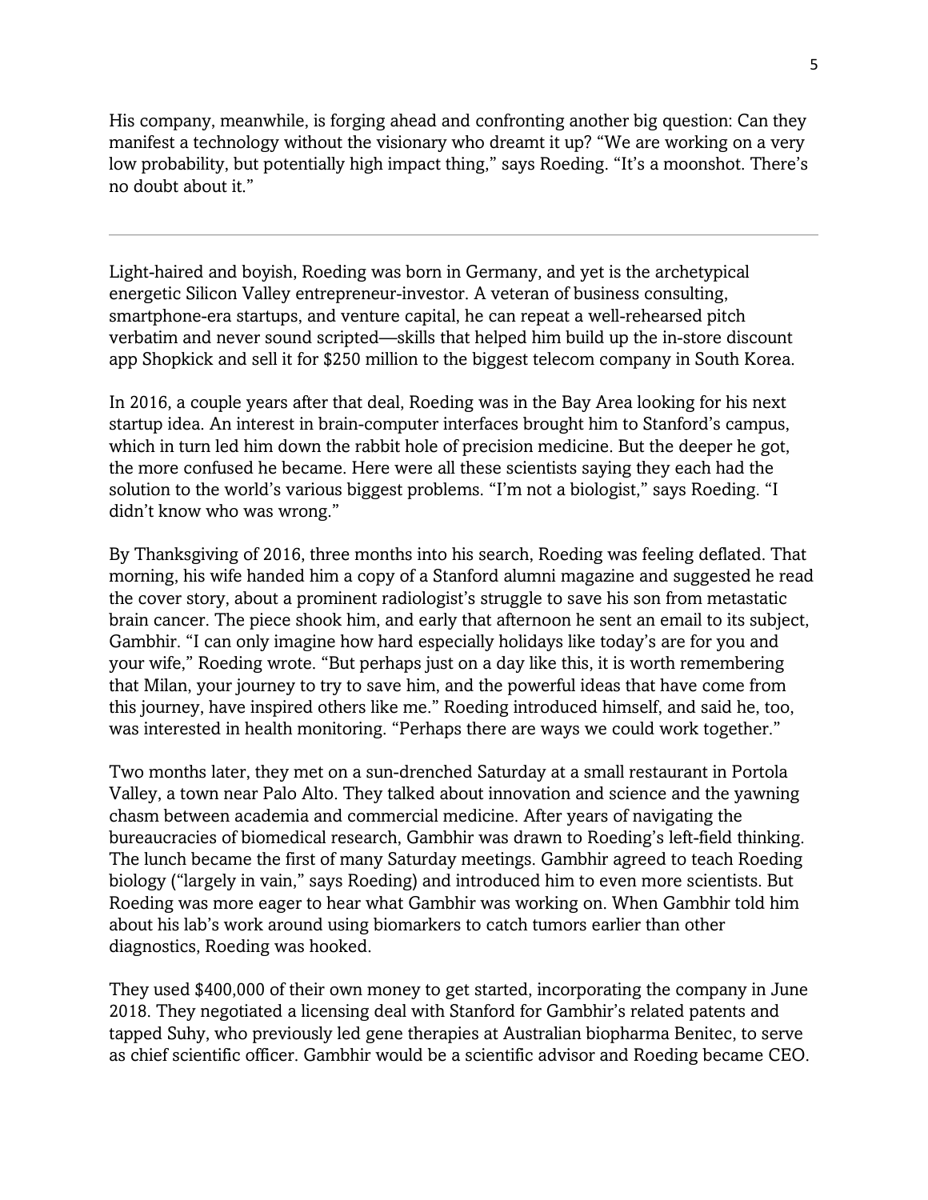His company, meanwhile, is forging ahead and confronting another big question: Can they manifest a technology without the visionary who dreamt it up? "We are working on a very low probability, but potentially high impact thing," says Roeding. "It's a moonshot. There's no doubt about it."

---

Light-haired and boyish, Roeding was born in Germany, and yet is the archetypical energetic Silicon Valley entrepreneur-investor. A veteran of business consulting, smartphone-era startups, and venture capital, he can repeat a well-rehearsed pitch verbatim and never sound scripted—skills that helped him build up the in-store discount app Shopkick and sell it for $250 million to the biggest telecom company in South Korea.

In 2016, a couple years after that deal, Roeding was in the Bay Area looking for his next startup idea. An interest in brain-computer interfaces brought him to Stanford's campus, which in turn led him down the rabbit hole of precision medicine. But the deeper he got, the more confused he became. Here were all these scientists saying they each had the solution to the world's various biggest problems. "I'm not a biologist," says Roeding. "I didn't know who was wrong."

By Thanksgiving of 2016, three months into his search, Roeding was feeling deflated. That morning, his wife handed him a copy of a Stanford alumni magazine and suggested he read the cover story, about a prominent radiologist's struggle to save his son from metastatic brain cancer. The piece shook him, and early that afternoon he sent an email to its subject, Gambhir. "I can only imagine how hard especially holidays like today's are for you and your wife," Roeding wrote. "But perhaps just on a day like this, it is worth remembering that Milan, your journey to try to save him, and the powerful ideas that have come from this journey, have inspired others like me." Roeding introduced himself, and said he, too, was interested in health monitoring. "Perhaps there are ways we could work together."

Two months later, they met on a sun-drenched Saturday at a small restaurant in Portola Valley, a town near Palo Alto. They talked about innovation and science and the yawning chasm between academia and commercial medicine. After years of navigating the bureaucracies of biomedical research, Gambhir was drawn to Roeding's left-field thinking. The lunch became the first of many Saturday meetings. Gambhir agreed to teach Roeding biology ("largely in vain," says Roeding) and introduced him to even more scientists. But Roeding was more eager to hear what Gambhir was working on. When Gambhir told him about his lab's work around using biomarkers to catch tumors earlier than other diagnostics, Roeding was hooked.

They used $400,000 of their own money to get started, incorporating the company in June 2018. They negotiated a licensing deal with Stanford for Gambhir's related patents and tapped Suhy, who previously led gene therapies at Australian biopharma Benitec, to serve as chief scientific officer. Gambhir would be a scientific advisor and Roeding became CEO.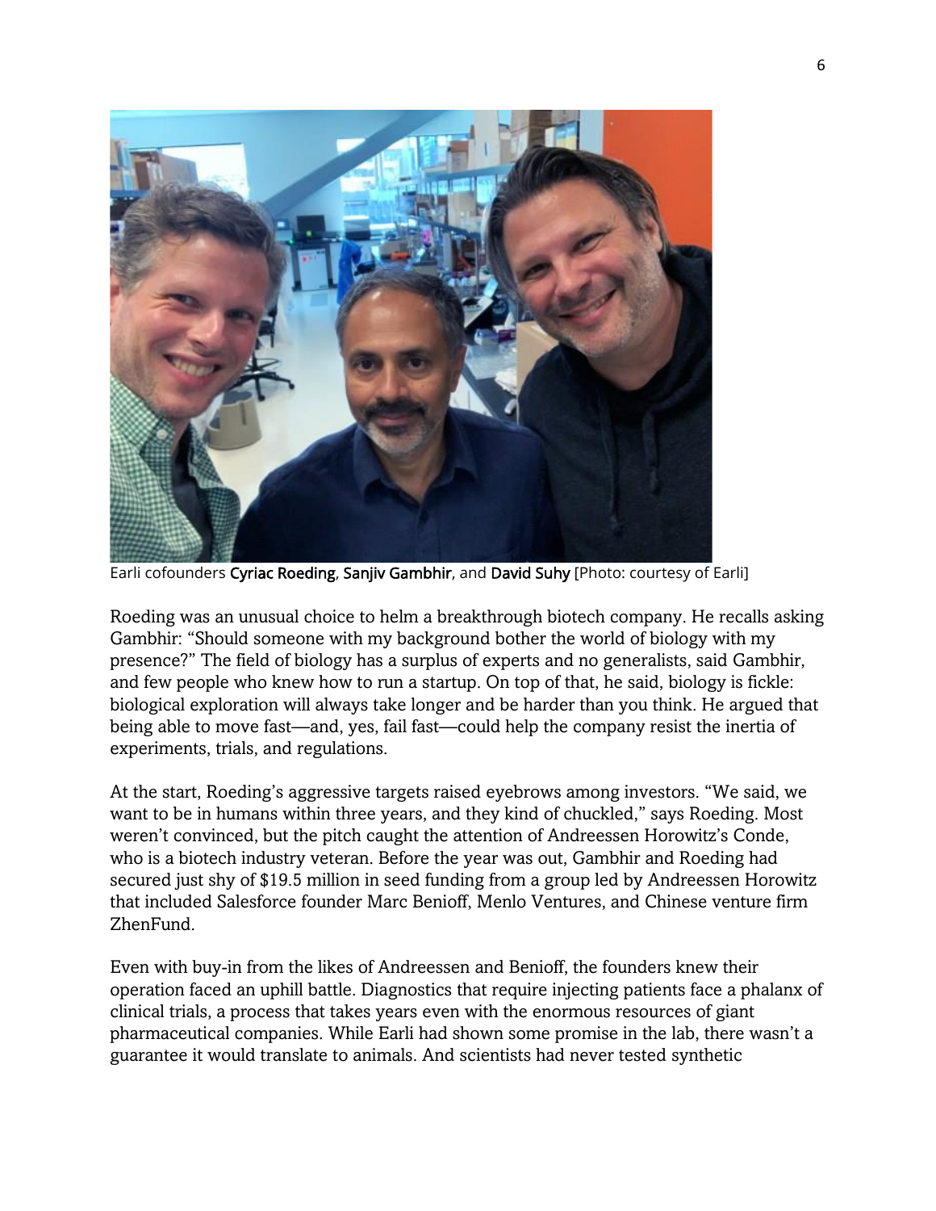Earli cofounders Cyriac Roeding, Sanjiv Gambhir, and David Suhy [Photo: courtesy of Earli]

Roeding was an unusual choice to helm a breakthrough biotech company. He recalls asking Gambhir: "Should someone with my background bother the world of biology with my presence?" The field of biology has a surplus of experts and no generalists, said Gambhir, and few people who knew how to run a startup. On top of that, he said, biology is fickle: biological exploration will always take longer and be harder than you think. He argued that being able to move fast—and, yes, fail fast—could help the company resist the inertia of experiments, trials, and regulations.

At the start, Roeding's aggressive targets raised eyebrows among investors. "We said, we want to be in humans within three years, and they kind of chuckled," says Roeding. Most weren't convinced, but the pitch caught the attention of Andreessen Horowitz's Conde, who is a biotech industry veteran. Before the year was out, Gambhir and Roeding had secured just shy of $19.5 million in seed funding from a group led by Andreessen Horowitz that included Salesforce founder Marc Benioff, Menlo Ventures, and Chinese venture firm ZhenFund.

Even with buy-in from the likes of Andreessen and Benioff, the founders knew their operation faced an uphill battle. Diagnostics that require injecting patients face a phalanx of clinical trials, a process that takes years even with the enormous resources of giant pharmaceutical companies. While Earli had shown some promise in the lab, there wasn't a guarantee it would translate to animals. And scientists had never tested synthetic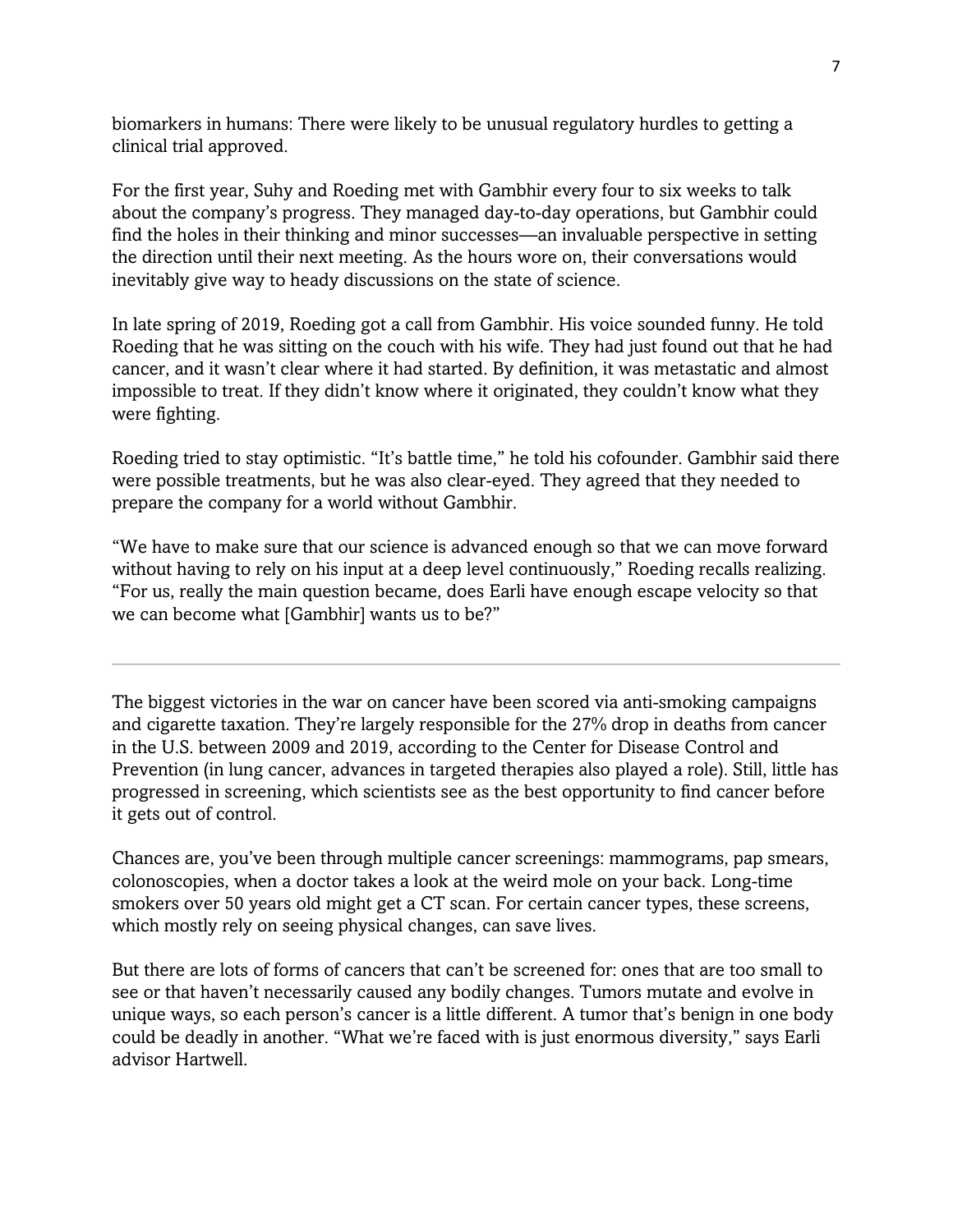biomarkers in humans: There were likely to be unusual regulatory hurdles to getting a clinical trial approved.

For the first year, Suhy and Roeding met with Gambhir every four to six weeks to talk about the company's progress. They managed day-to-day operations, but Gambhir could find the holes in their thinking and minor successes—an invaluable perspective in setting the direction until their next meeting. As the hours wore on, their conversations would inevitably give way to heady discussions on the state of science.

In late spring of 2019, Roeding got a call from Gambhir. His voice sounded funny. He told Roeding that he was sitting on the couch with his wife. They had just found out that he had cancer, and it wasn't clear where it had started. By definition, it was metastatic and almost impossible to treat. If they didn't know where it originated, they couldn't know what they were fighting.

Roeding tried to stay optimistic. "It's battle time," he told his cofounder. Gambhir said there were possible treatments, but he was also clear-eyed. They agreed that they needed to prepare the company for a world without Gambhir.

"We have to make sure that our science is advanced enough so that we can move forward without having to rely on his input at a deep level continuously," Roeding recalls realizing. "For us, really the main question became, does Earli have enough escape velocity so that we can become what [Gambhir] wants us to be?"

---

The biggest victories in the war on cancer have been scored via anti-smoking campaigns and cigarette taxation. They're largely responsible for the 27% drop in deaths from cancer in the U.S. between 2009 and 2019, according to the Center for Disease Control and Prevention (in lung cancer, advances in targeted therapies also played a role). Still, little has progressed in screening, which scientists see as the best opportunity to find cancer before it gets out of control.

Chances are, you've been through multiple cancer screenings: mammograms, pap smears, colonoscopies, when a doctor takes a look at the weird mole on your back. Long-time smokers over 50 years old might get a CT scan. For certain cancer types, these screens, which mostly rely on seeing physical changes, can save lives.

But there are lots of forms of cancers that can't be screened for: ones that are too small to see or that haven't necessarily caused any bodily changes. Tumors mutate and evolve in unique ways, so each person's cancer is a little different. A tumor that's benign in one body could be deadly in another. "What we're faced with is just enormous diversity," says Earli advisor Hartwell.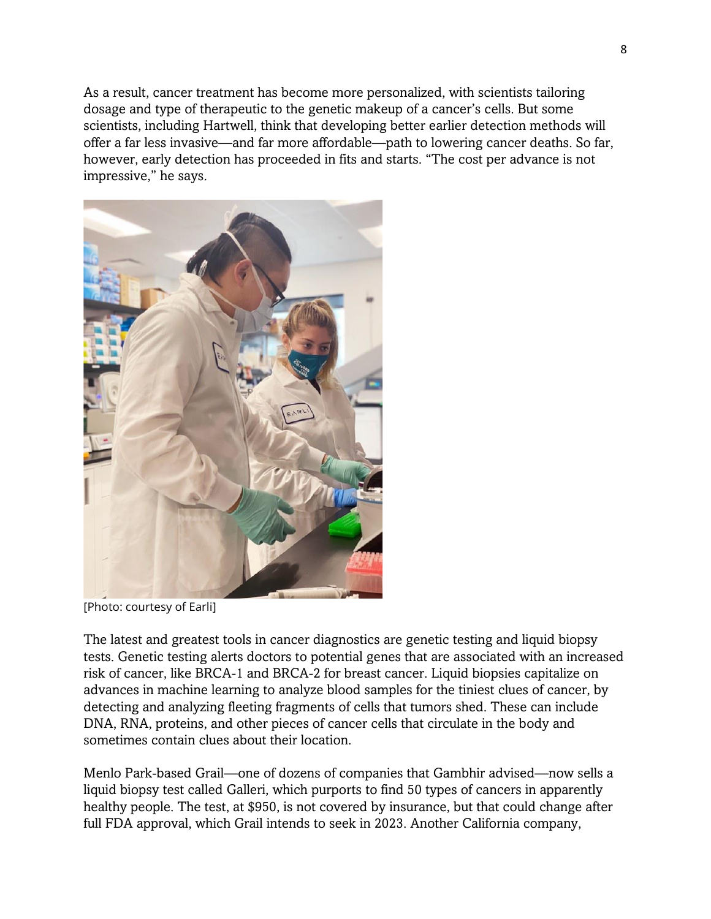As a result, cancer treatment has become more personalized, with scientists tailoring dosage and type of therapeutic to the genetic makeup of a cancer's cells. But some scientists, including Hartwell, think that developing better earlier detection methods will offer a far less invasive—and far more affordable—path to lowering cancer deaths. So far, however, early detection has proceeded in fits and starts. "The cost per advance is not impressive," he says.

[Photo: courtesy of Earli]

The latest and greatest tools in cancer diagnostics are genetic testing and liquid biopsy tests. Genetic testing alerts doctors to potential genes that are associated with an increased risk of cancer, like BRCA-1 and BRCA-2 for breast cancer. Liquid biopsies capitalize on advances in machine learning to analyze blood samples for the tiniest clues of cancer, by detecting and analyzing fleeting fragments of cells that tumors shed. These can include DNA, RNA, proteins, and other pieces of cancer cells that circulate in the body and sometimes contain clues about their location.

Menlo Park-based Grail—one of dozens of companies that Gambhir advised—now sells a liquid biopsy test called Galleri, which purports to find 50 types of cancers in apparently healthy people. The test, at $950, is not covered by insurance, but that could change after full FDA approval, which Grail intends to seek in 2023. Another California company,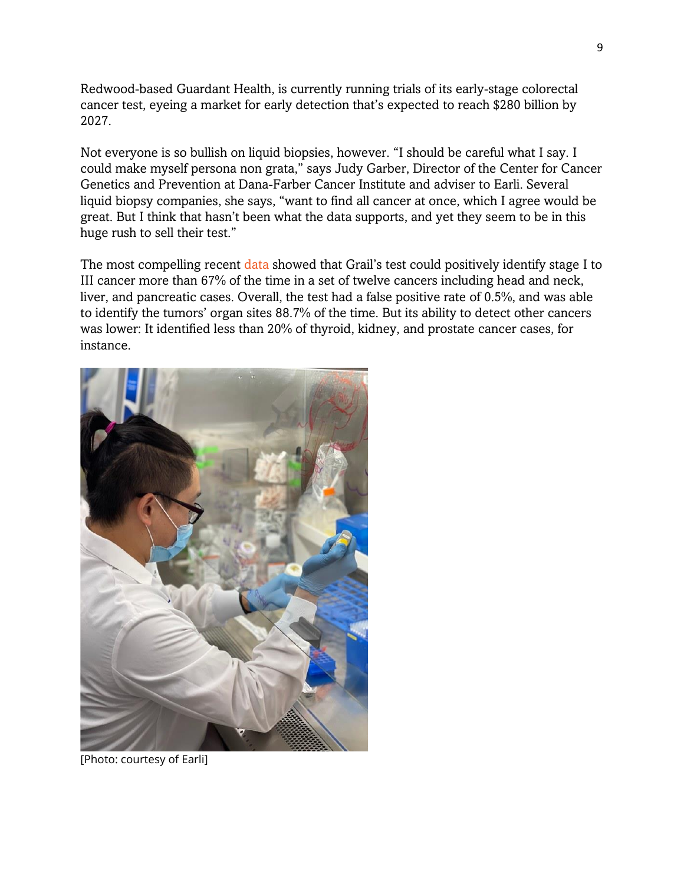Redwood-based Guardant Health, is currently running trials of its early-stage colorectal cancer test, eyeing a market for early detection that's expected to reach $280 billion by 2027.

Not everyone is so bullish on liquid biopsies, however. "I should be careful what I say. I could make myself persona non grata," says Judy Garber, Director of the Center for Cancer Genetics and Prevention at Dana-Farber Cancer Institute and adviser to Earli. Several liquid biopsy companies, she says, "want to find all cancer at once, which I agree would be great. But I think that hasn't been what the data supports, and yet they seem to be in this huge rush to sell their test."

The most compelling recent data showed that Grail's test could positively identify stage I to III cancer more than 67% of the time in a set of twelve cancers including head and neck, liver, and pancreatic cases. Overall, the test had a false positive rate of 0.5%, and was able to identify the tumors' organ sites 88.7% of the time. But its ability to detect other cancers was lower: It identified less than 20% of thyroid, kidney, and prostate cancer cases, for instance.

[Photo: courtesy of Earli]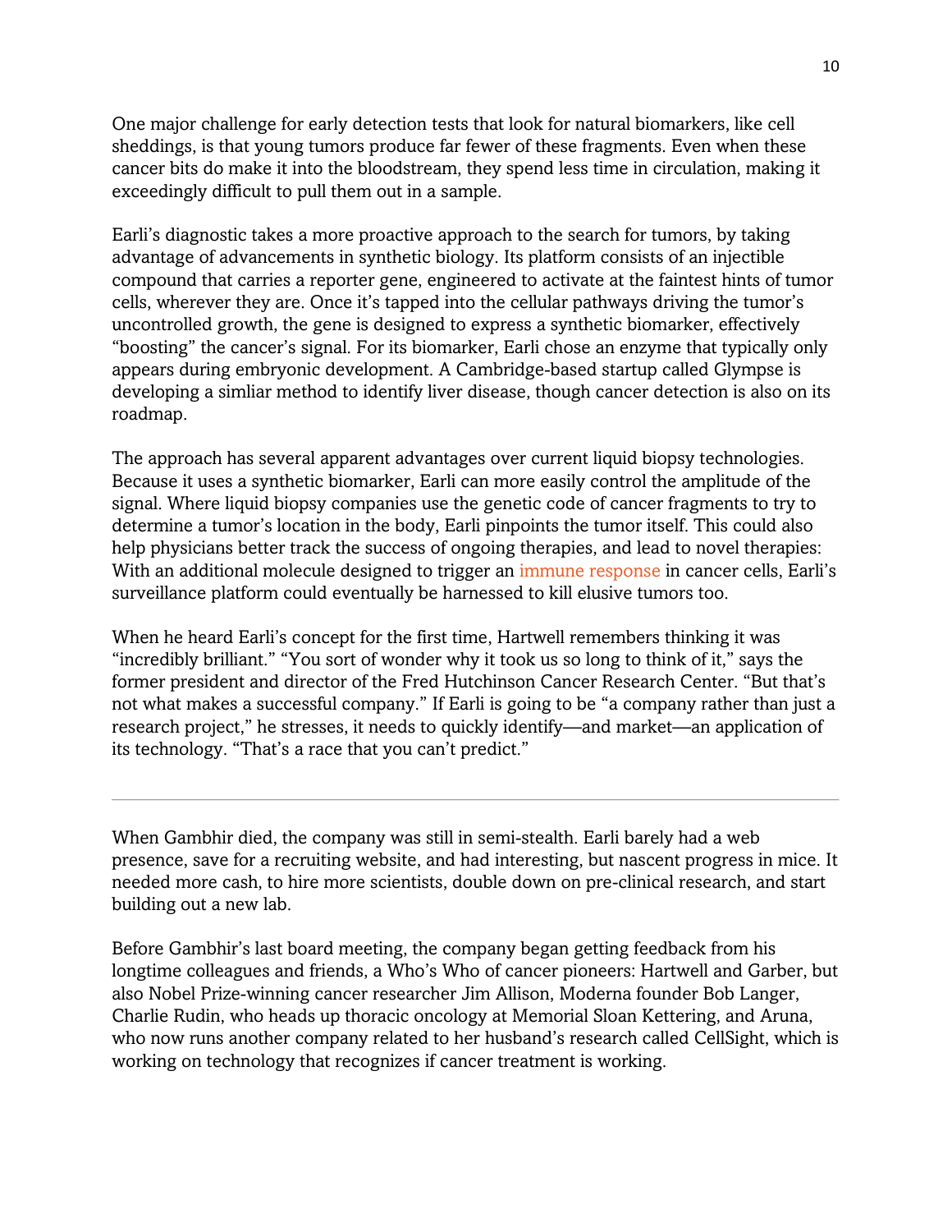One major challenge for early detection tests that look for natural biomarkers, like cell sheddings, is that young tumors produce far fewer of these fragments. Even when these cancer bits do make it into the bloodstream, they spend less time in circulation, making it exceedingly difficult to pull them out in a sample.

Earli's diagnostic takes a more proactive approach to the search for tumors, by taking advantage of advancements in synthetic biology. Its platform consists of an injectible compound that carries a reporter gene, engineered to activate at the faintest hints of tumor cells, wherever they are. Once it's tapped into the cellular pathways driving the tumor's uncontrolled growth, the gene is designed to express a synthetic biomarker, effectively "boosting" the cancer's signal. For its biomarker, Earli chose an enzyme that typically only appears during embryonic development. A Cambridge-based startup called Glympse is developing a simliar method to identify liver disease, though cancer detection is also on its roadmap.

The approach has several apparent advantages over current liquid biopsy technologies. Because it uses a synthetic biomarker, Earli can more easily control the amplitude of the signal. Where liquid biopsy companies use the genetic code of cancer fragments to try to determine a tumor's location in the body, Earli pinpoints the tumor itself. This could also help physicians better track the success of ongoing therapies, and lead to novel therapies: With an additional molecule designed to trigger an immune response in cancer cells, Earli's surveillance platform could eventually be harnessed to kill elusive tumors too.

When he heard Earli's concept for the first time, Hartwell remembers thinking it was "incredibly brilliant." "You sort of wonder why it took us so long to think of it," says the former president and director of the Fred Hutchinson Cancer Research Center. "But that's not what makes a successful company." If Earli is going to be "a company rather than just a research project," he stresses, it needs to quickly identify—and market—an application of its technology. "That's a race that you can't predict."

---

When Gambhir died, the company was still in semi-stealth. Earli barely had a web presence, save for a recruiting website, and had interesting, but nascent progress in mice. It needed more cash, to hire more scientists, double down on pre-clinical research, and start building out a new lab.

Before Gambhir's last board meeting, the company began getting feedback from his longtime colleagues and friends, a Who's Who of cancer pioneers: Hartwell and Garber, but also Nobel Prize-winning cancer researcher Jim Allison, Moderna founder Bob Langer, Charlie Rudin, who heads up thoracic oncology at Memorial Sloan Kettering, and Aruna, who now runs another company related to her husband's research called CellSight, which is working on technology that recognizes if cancer treatment is working.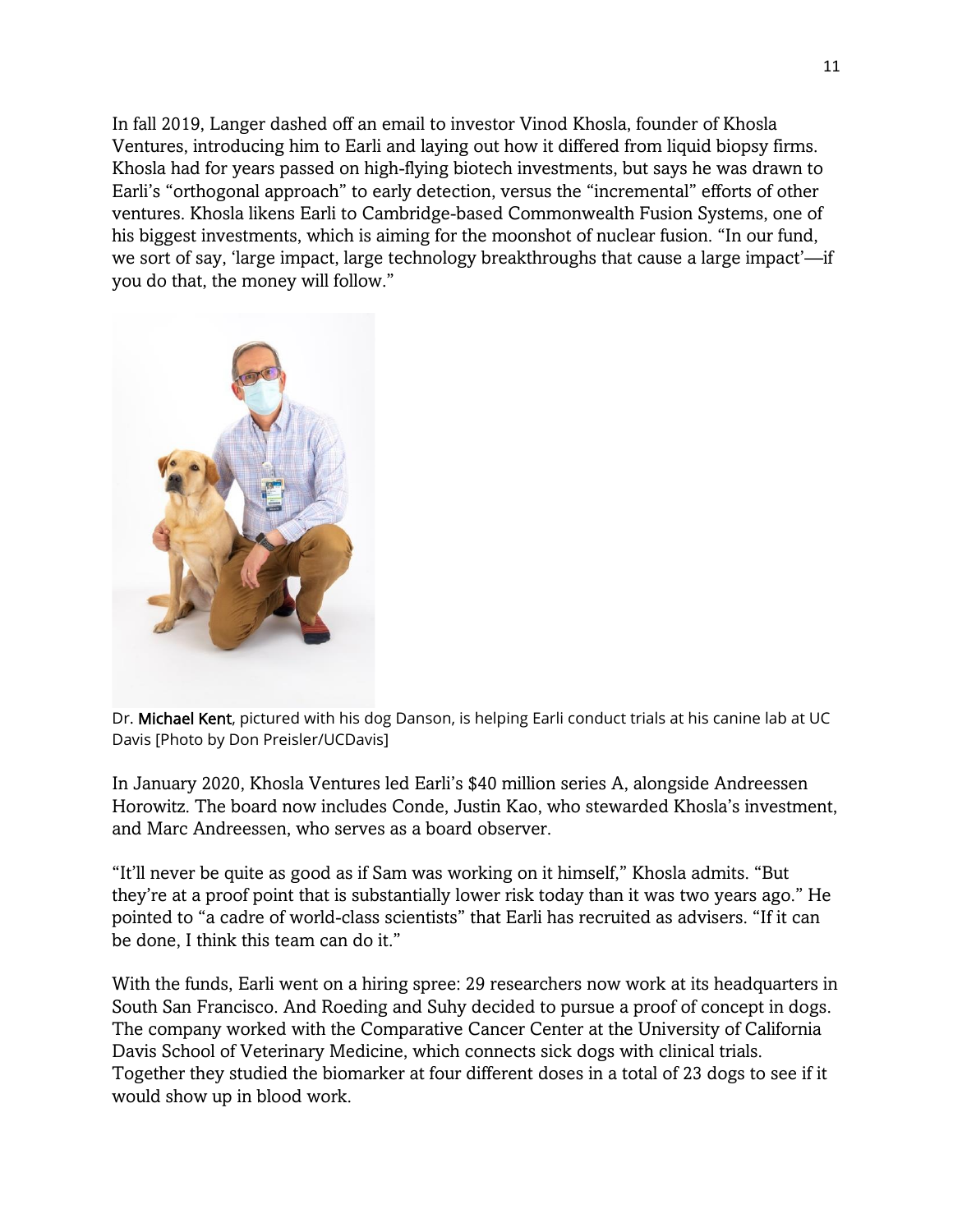In fall 2019, Langer dashed off an email to investor Vinod Khosla, founder of Khosla Ventures, introducing him to Earli and laying out how it differed from liquid biopsy firms. Khosla had for years passed on high-flying biotech investments, but says he was drawn to Earli's "orthogonal approach" to early detection, versus the "incremental" efforts of other ventures. Khosla likens Earli to Cambridge-based Commonwealth Fusion Systems, one of his biggest investments, which is aiming for the moonshot of nuclear fusion. "In our fund, we sort of say, 'large impact, large technology breakthroughs that cause a large impact'—if you do that, the money will follow."

Dr. Michael Kent, pictured with his dog Danson, is helping Earli conduct trials at his canine lab at UC Davis [Photo by Don Preisler/UCDavis]

In January 2020, Khosla Ventures led Earli's $40 million series A, alongside Andreessen Horowitz. The board now includes Conde, Justin Kao, who stewarded Khosla's investment, and Marc Andreessen, who serves as a board observer.

"It'll never be quite as good as if Sam was working on it himself," Khosla admits. "But they're at a proof point that is substantially lower risk today than it was two years ago." He pointed to "a cadre of world-class scientists" that Earli has recruited as advisers. "If it can be done, I think this team can do it."

With the funds, Earli went on a hiring spree: 29 researchers now work at its headquarters in South San Francisco. And Roeding and Suhy decided to pursue a proof of concept in dogs. The company worked with the Comparative Cancer Center at the University of California Davis School of Veterinary Medicine, which connects sick dogs with clinical trials. Together they studied the biomarker at four different doses in a total of 23 dogs to see if it would show up in blood work.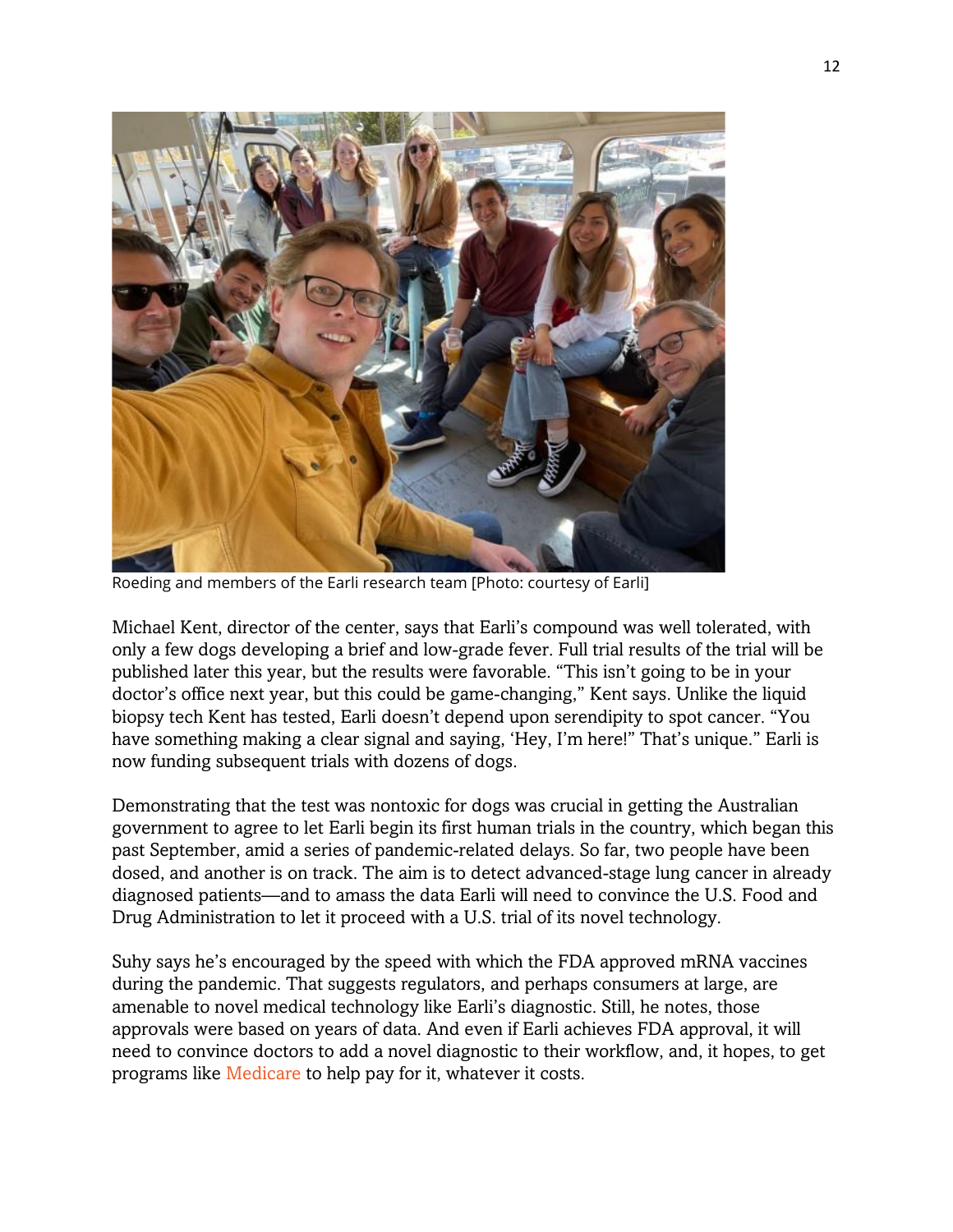Roeding and members of the Earli research team [Photo: courtesy of Earli]

Michael Kent, director of the center, says that Earli's compound was well tolerated, with only a few dogs developing a brief and low-grade fever. Full trial results of the trial will be published later this year, but the results were favorable. "This isn't going to be in your doctor's office next year, but this could be game-changing," Kent says. Unlike the liquid biopsy tech Kent has tested, Earli doesn't depend upon serendipity to spot cancer. "You have something making a clear signal and saying, 'Hey, I'm here!" That's unique." Earli is now funding subsequent trials with dozens of dogs.

Demonstrating that the test was nontoxic for dogs was crucial in getting the Australian government to agree to let Earli begin its first human trials in the country, which began this past September, amid a series of pandemic-related delays. So far, two people have been dosed, and another is on track. The aim is to detect advanced-stage lung cancer in already diagnosed patients—and to amass the data Earli will need to convince the U.S. Food and Drug Administration to let it proceed with a U.S. trial of its novel technology.

Suhy says he's encouraged by the speed with which the FDA approved mRNA vaccines during the pandemic. That suggests regulators, and perhaps consumers at large, are amenable to novel medical technology like Earli's diagnostic. Still, he notes, those approvals were based on years of data. And even if Earli achieves FDA approval, it will need to convince doctors to add a novel diagnostic to their workflow, and, it hopes, to get programs like Medicare to help pay for it, whatever it costs.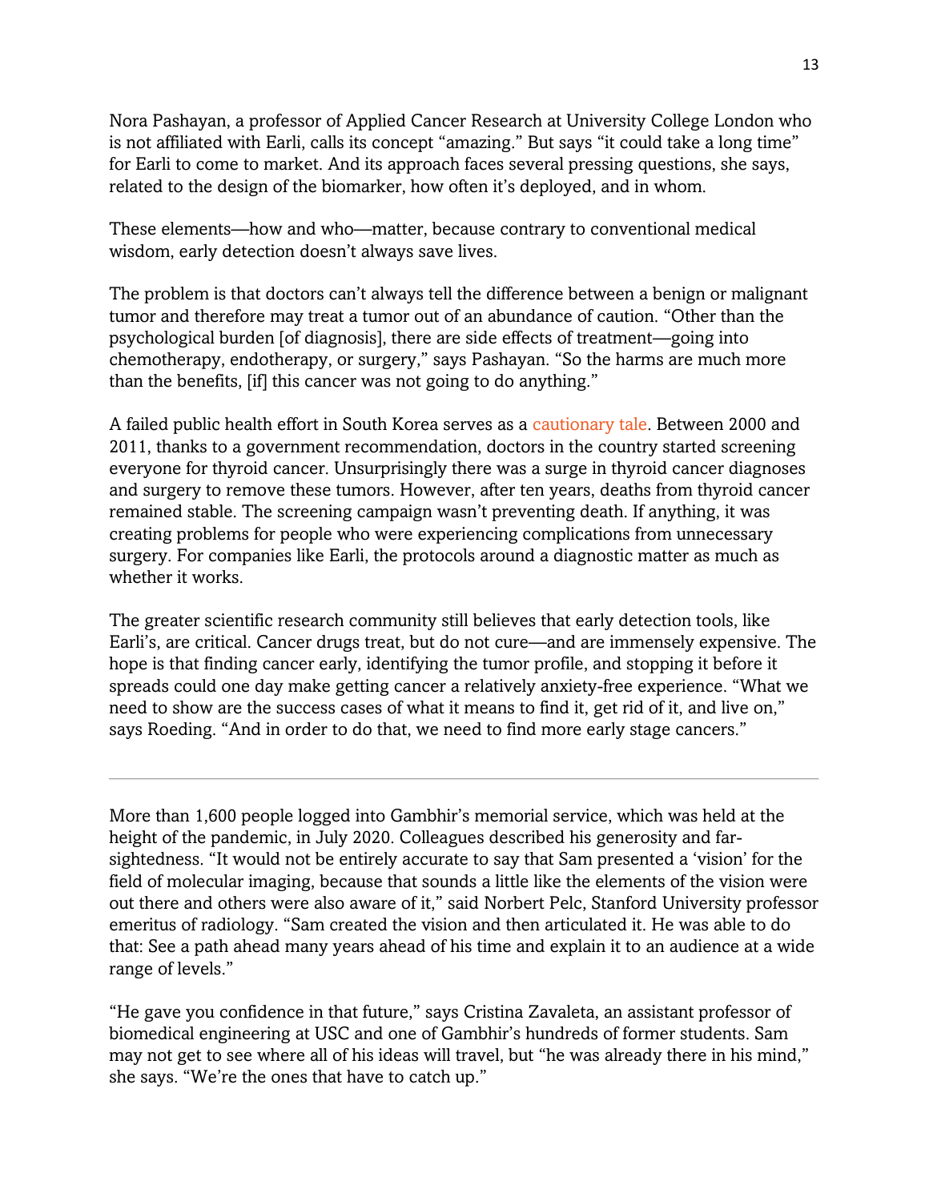Nora Pashayan, a professor of Applied Cancer Research at University College London who is not affiliated with Earli, calls its concept "amazing." But says "it could take a long time" for Earli to come to market. And its approach faces several pressing questions, she says, related to the design of the biomarker, how often it's deployed, and in whom.

These elements—how and who—matter, because contrary to conventional medical wisdom, early detection doesn't always save lives.

The problem is that doctors can't always tell the difference between a benign or malignant tumor and therefore may treat a tumor out of an abundance of caution. "Other than the psychological burden [of diagnosis], there are side effects of treatment—going into chemotherapy, endotherapy, or surgery," says Pashayan. "So the harms are much more than the benefits, [if] this cancer was not going to do anything."

A failed public health effort in South Korea serves as a cautionary tale. Between 2000 and 2011, thanks to a government recommendation, doctors in the country started screening everyone for thyroid cancer. Unsurprisingly there was a surge in thyroid cancer diagnoses and surgery to remove these tumors. However, after ten years, deaths from thyroid cancer remained stable. The screening campaign wasn't preventing death. If anything, it was creating problems for people who were experiencing complications from unnecessary surgery. For companies like Earli, the protocols around a diagnostic matter as much as whether it works.

The greater scientific research community still believes that early detection tools, like Earli's, are critical. Cancer drugs treat, but do not cure—and are immensely expensive. The hope is that finding cancer early, identifying the tumor profile, and stopping it before it spreads could one day make getting cancer a relatively anxiety-free experience. "What we need to show are the success cases of what it means to find it, get rid of it, and live on," says Roeding. "And in order to do that, we need to find more early stage cancers."

---

More than 1,600 people logged into Gambhir's memorial service, which was held at the height of the pandemic, in July 2020. Colleagues described his generosity and far-sightedness. "It would not be entirely accurate to say that Sam presented a 'vision' for the field of molecular imaging, because that sounds a little like the elements of the vision were out there and others were also aware of it," said Norbert Pelc, Stanford University professor emeritus of radiology. "Sam created the vision and then articulated it. He was able to do that: See a path ahead many years ahead of his time and explain it to an audience at a wide range of levels."

"He gave you confidence in that future," says Cristina Zavaleta, an assistant professor of biomedical engineering at USC and one of Gambhir's hundreds of former students. Sam may not get to see where all of his ideas will travel, but "he was already there in his mind," she says. "We're the ones that have to catch up."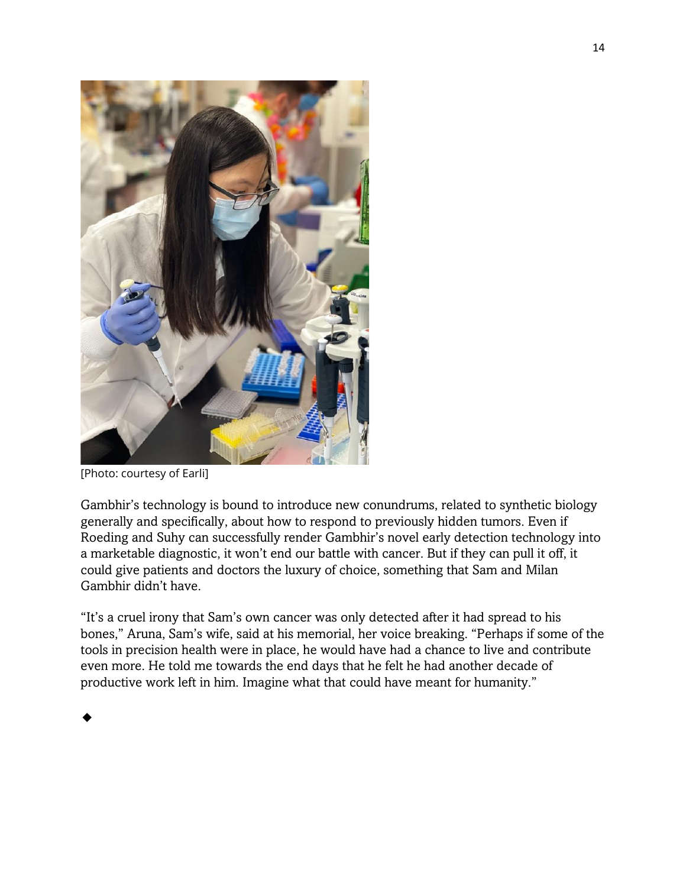[Photo: courtesy of Earli]

Gambhir's technology is bound to introduce new conundrums, related to synthetic biology generally and specifically, about how to respond to previously hidden tumors. Even if Roeding and Suhy can successfully render Gambhir's novel early detection technology into a marketable diagnostic, it won't end our battle with cancer. But if they can pull it off, it could give patients and doctors the luxury of choice, something that Sam and Milan Gambhir didn't have.

"It's a cruel irony that Sam's own cancer was only detected after it had spread to his bones," Aruna, Sam's wife, said at his memorial, her voice breaking. "Perhaps if some of the tools in precision health were in place, he would have had a chance to live and contribute even more. He told me towards the end days that he felt he had another decade of productive work left in him. Imagine what that could have meant for humanity."

◆